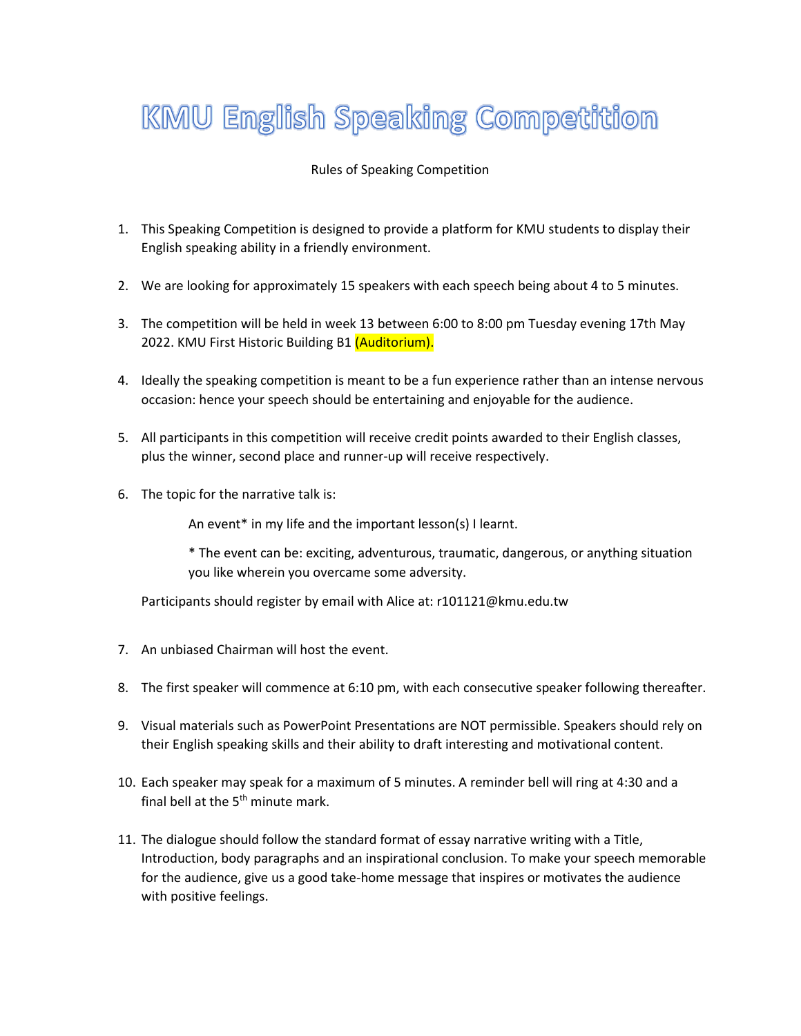# KMU English Speaking Competition

Rules of Speaking Competition

1. This Speaking Competition is designed to provide a platform for KMU students to display their English speaking ability in a friendly environment.

2. We are looking for approximately 15 speakers with each speech being about 4 to 5 minutes.

3. The competition will be held in week 13 between 6:00 to 8:00 pm Tuesday evening 17th May 2022. KMU First Historic Building B1 (Auditorium).

4. Ideally the speaking competition is meant to be a fun experience rather than an intense nervous occasion: hence your speech should be entertaining and enjoyable for the audience.

5. All participants in this competition will receive credit points awarded to their English classes, plus the winner, second place and runner-up will receive respectively.

6. The topic for the narrative talk is:

   An event* in my life and the important lesson(s) I learnt.

   * The event can be: exciting, adventurous, traumatic, dangerous, or anything situation you like wherein you overcame some adversity.

   Participants should register by email with Alice at: r101121@kmu.edu.tw

7. An unbiased Chairman will host the event.

8. The first speaker will commence at 6:10 pm, with each consecutive speaker following thereafter.

9. Visual materials such as PowerPoint Presentations are NOT permissible. Speakers should rely on their English speaking skills and their ability to draft interesting and motivational content.

10. Each speaker may speak for a maximum of 5 minutes. A reminder bell will ring at 4:30 and a final bell at the 5th minute mark.

11. The dialogue should follow the standard format of essay narrative writing with a Title, Introduction, body paragraphs and an inspirational conclusion. To make your speech memorable for the audience, give us a good take-home message that inspires or motivates the audience with positive feelings.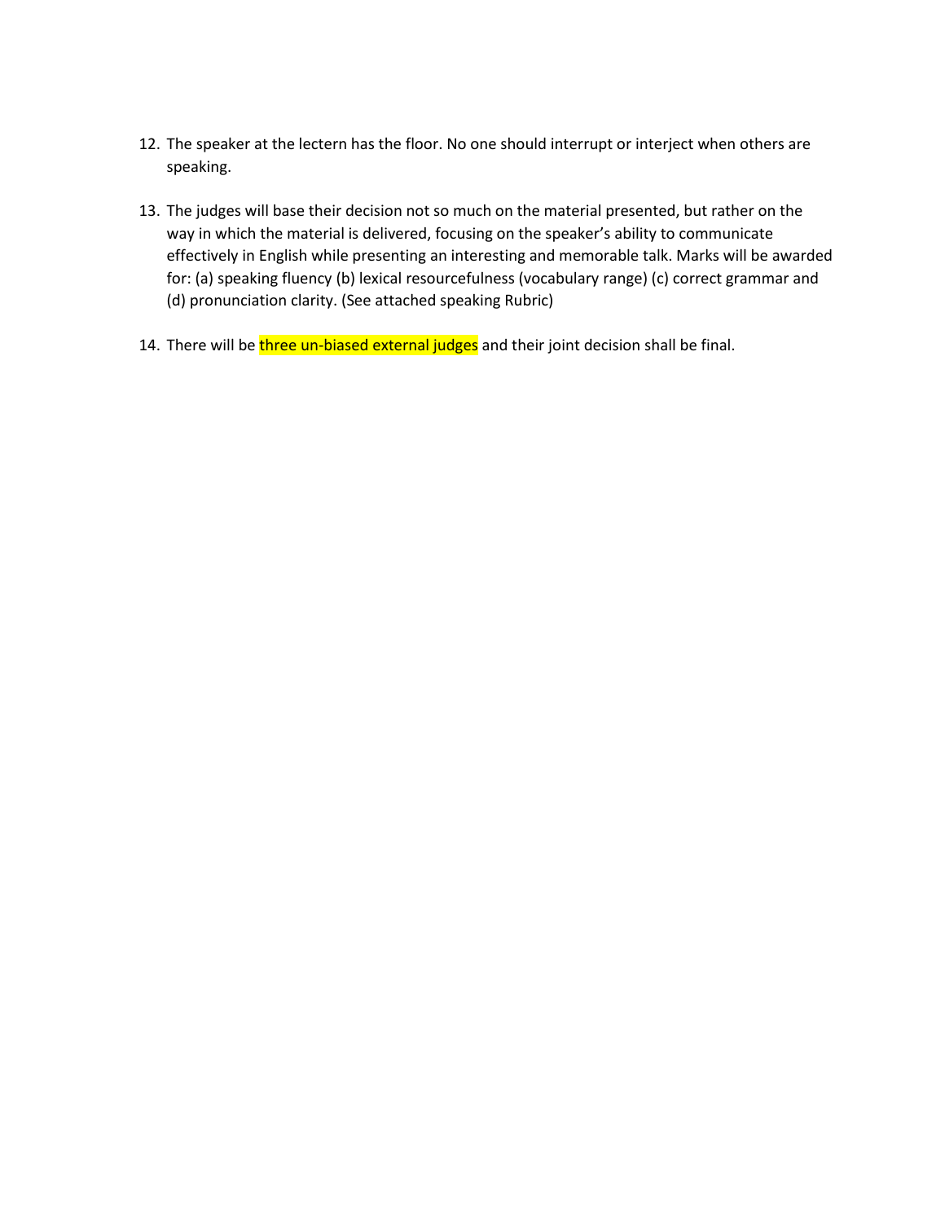12. The speaker at the lectern has the floor. No one should interrupt or interject when others are speaking.

13. The judges will base their decision not so much on the material presented, but rather on the way in which the material is delivered, focusing on the speaker's ability to communicate effectively in English while presenting an interesting and memorable talk. Marks will be awarded for: (a) speaking fluency (b) lexical resourcefulness (vocabulary range) (c) correct grammar and (d) pronunciation clarity. (See attached speaking Rubric)

14. There will be three un-biased external judges and their joint decision shall be final.